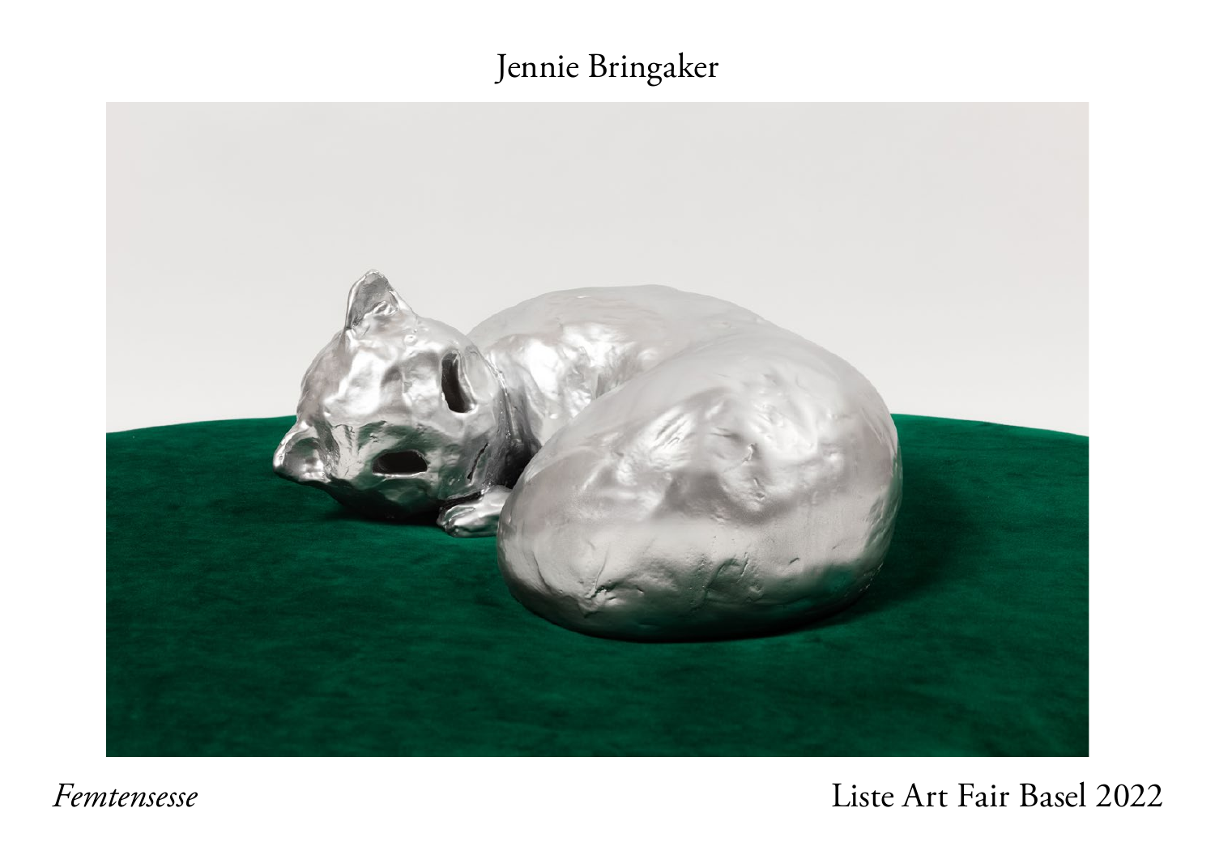# Jennie Bringaker

*Femtensesse*

Liste Art Fair Basel 2022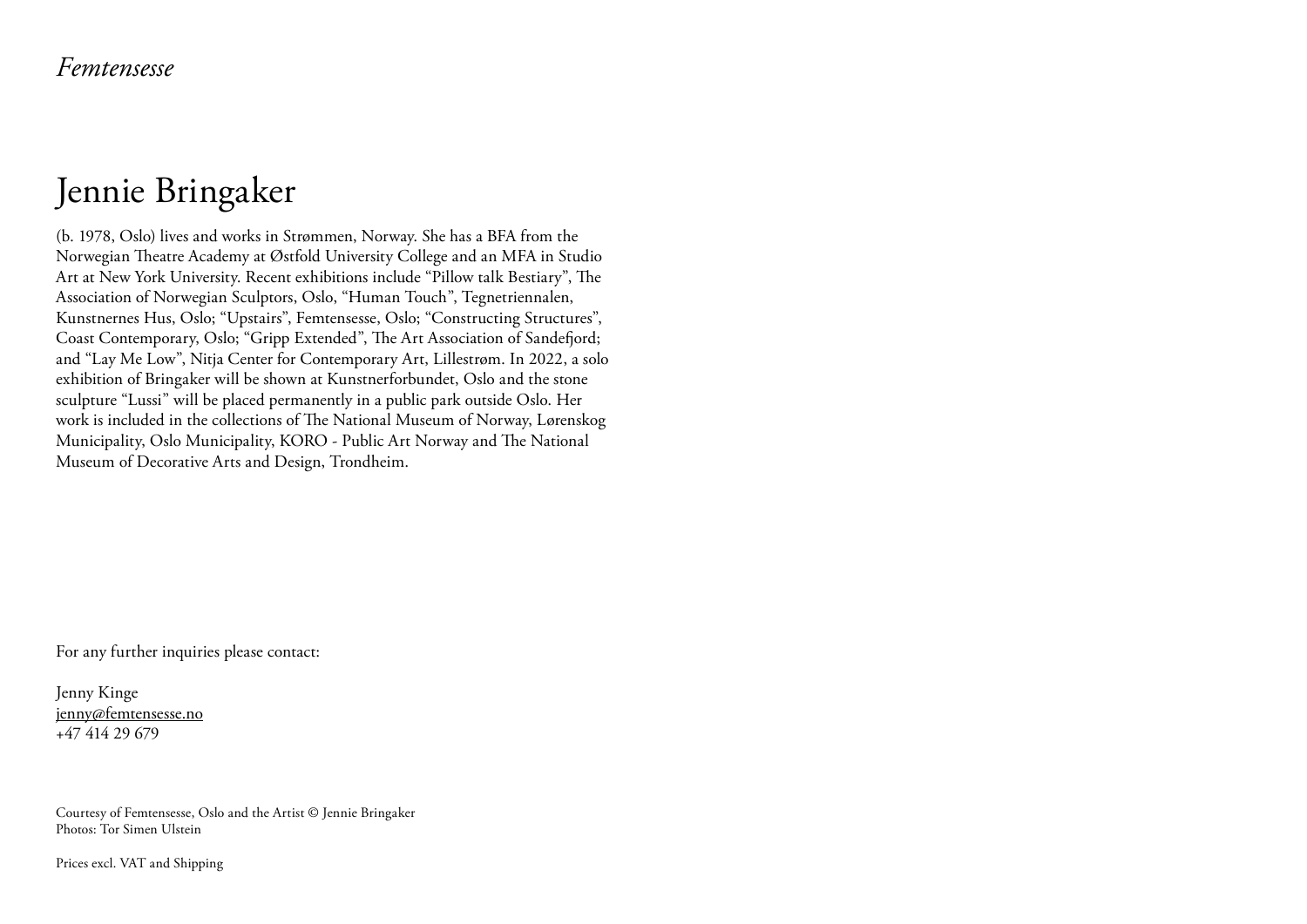*Femtensesse*

# Jennie Bringaker

(b. 1978, Oslo) lives and works in Strømmen, Norway. She has a BFA from the Norwegian Theatre Academy at Østfold University College and an MFA in Studio Art at New York University. Recent exhibitions include "Pillow talk Bestiary", The Association of Norwegian Sculptors, Oslo, "Human Touch", Tegnetriennalen, Kunstnernes Hus, Oslo; "Upstairs", Femtensesse, Oslo; "Constructing Structures", Coast Contemporary, Oslo; "Gripp Extended", The Art Association of Sandefjord; and "Lay Me Low", Nitja Center for Contemporary Art, Lillestrøm. In 2022, a solo exhibition of Bringaker will be shown at Kunstnerforbundet, Oslo and the stone sculpture "Lussi" will be placed permanently in a public park outside Oslo. Her work is included in the collections of The National Museum of Norway, Lørenskog Municipality, Oslo Municipality, KORO - Public Art Norway and The National Museum of Decorative Arts and Design, Trondheim.

For any further inquiries please contact:

Jenny Kinge
jenny@femtensesse.no
+47 414 29 679

Courtesy of Femtensesse, Oslo and the Artist © Jennie Bringaker
Photos: Tor Simen Ulstein

Prices excl. VAT and Shipping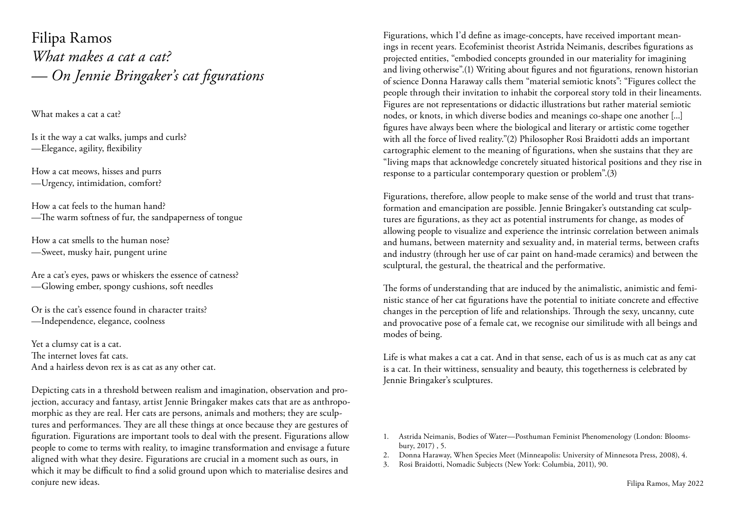# Filipa Ramos

## *What makes a cat a cat? — On Jennie Bringaker's cat figurations*

What makes a cat a cat?

Is it the way a cat walks, jumps and curls?
—Elegance, agility, flexibility

How a cat meows, hisses and purrs
—Urgency, intimidation, comfort?

How a cat feels to the human hand?
—The warm softness of fur, the sandpaperness of tongue

How a cat smells to the human nose?
—Sweet, musky hair, pungent urine

Are a cat's eyes, paws or whiskers the essence of catness?
—Glowing ember, spongy cushions, soft needles

Or is the cat's essence found in character traits?
—Independence, elegance, coolness

Yet a clumsy cat is a cat.
The internet loves fat cats.
And a hairless devon rex is as cat as any other cat.

Depicting cats in a threshold between realism and imagination, observation and projection, accuracy and fantasy, artist Jennie Bringaker makes cats that are as anthropomorphic as they are real. Her cats are persons, animals and mothers; they are sculptures and performances. They are all these things at once because they are gestures of figuration. Figurations are important tools to deal with the present. Figurations allow people to come to terms with reality, to imagine transformation and envisage a future aligned with what they desire. Figurations are crucial in a moment such as ours, in which it may be difficult to find a solid ground upon which to materialise desires and conjure new ideas.

Figurations, which I'd define as image-concepts, have received important meanings in recent years. Ecofeminist theorist Astrida Neimanis, describes figurations as projected entities, "embodied concepts grounded in our materiality for imagining and living otherwise".(1) Writing about figures and not figurations, renown historian of science Donna Haraway calls them "material semiotic knots": "Figures collect the people through their invitation to inhabit the corporeal story told in their lineaments. Figures are not representations or didactic illustrations but rather material semiotic nodes, or knots, in which diverse bodies and meanings co-shape one another [...] figures have always been where the biological and literary or artistic come together with all the force of lived reality."(2) Philosopher Rosi Braidotti adds an important cartographic element to the meaning of figurations, when she sustains that they are "living maps that acknowledge concretely situated historical positions and they rise in response to a particular contemporary question or problem".(3)

Figurations, therefore, allow people to make sense of the world and trust that transformation and emancipation are possible. Jennie Bringaker's outstanding cat sculptures are figurations, as they act as potential instruments for change, as modes of allowing people to visualize and experience the intrinsic correlation between animals and humans, between maternity and sexuality and, in material terms, between crafts and industry (through her use of car paint on hand-made ceramics) and between the sculptural, the gestural, the theatrical and the performative.

The forms of understanding that are induced by the animalistic, animistic and feministic stance of her cat figurations have the potential to initiate concrete and effective changes in the perception of life and relationships. Through the sexy, uncanny, cute and provocative pose of a female cat, we recognise our similitude with all beings and modes of being.

Life is what makes a cat a cat. And in that sense, each of us is as much cat as any cat is a cat. In their wittiness, sensuality and beauty, this togetherness is celebrated by Jennie Bringaker's sculptures.

1. Astrida Neimanis, Bodies of Water—Posthuman Feminist Phenomenology (London: Bloomsbury, 2017) , 5.
2. Donna Haraway, When Species Meet (Minneapolis: University of Minnesota Press, 2008), 4.
3. Rosi Braidotti, Nomadic Subjects (New York: Columbia, 2011), 90.

Filipa Ramos, May 2022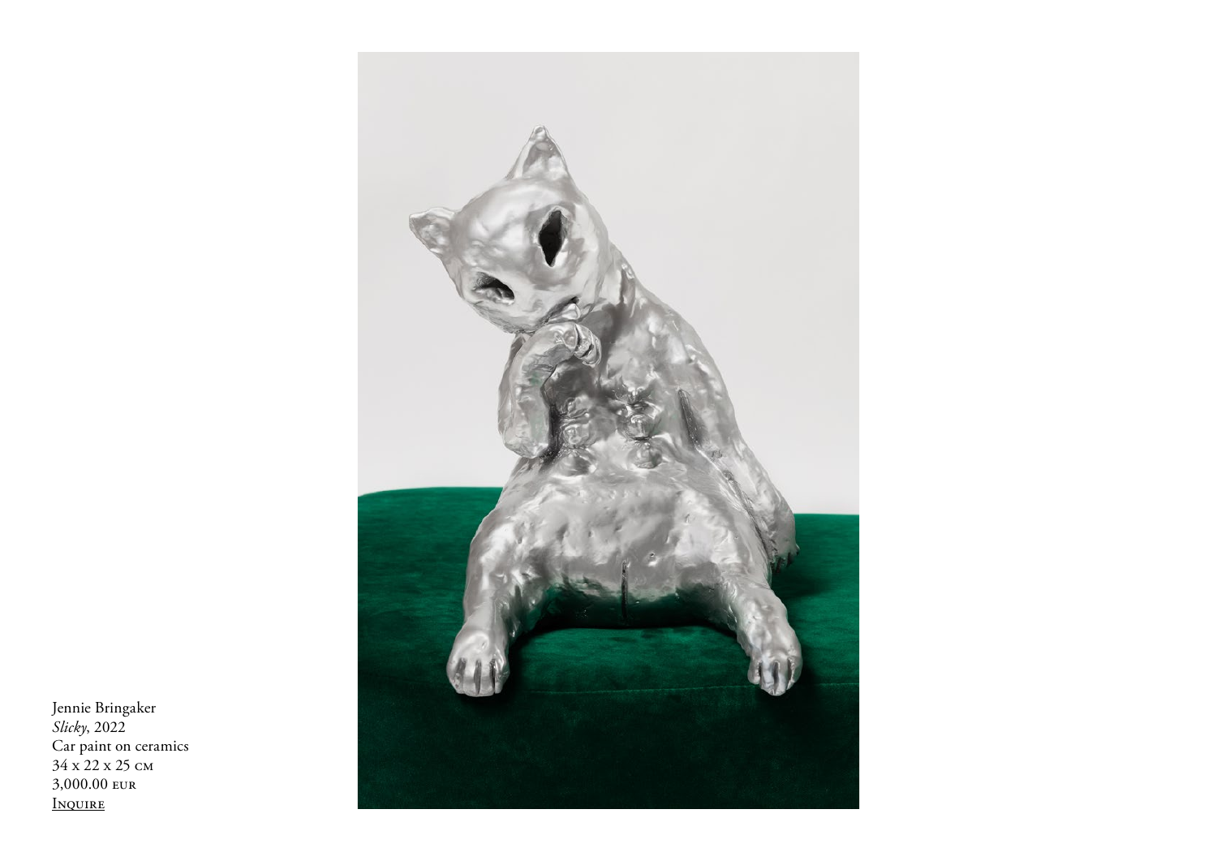Jennie Bringaker
*Slicky*, 2022
Car paint on ceramics
34 x 22 x 25 cm
3,000.00 EUR
Inquire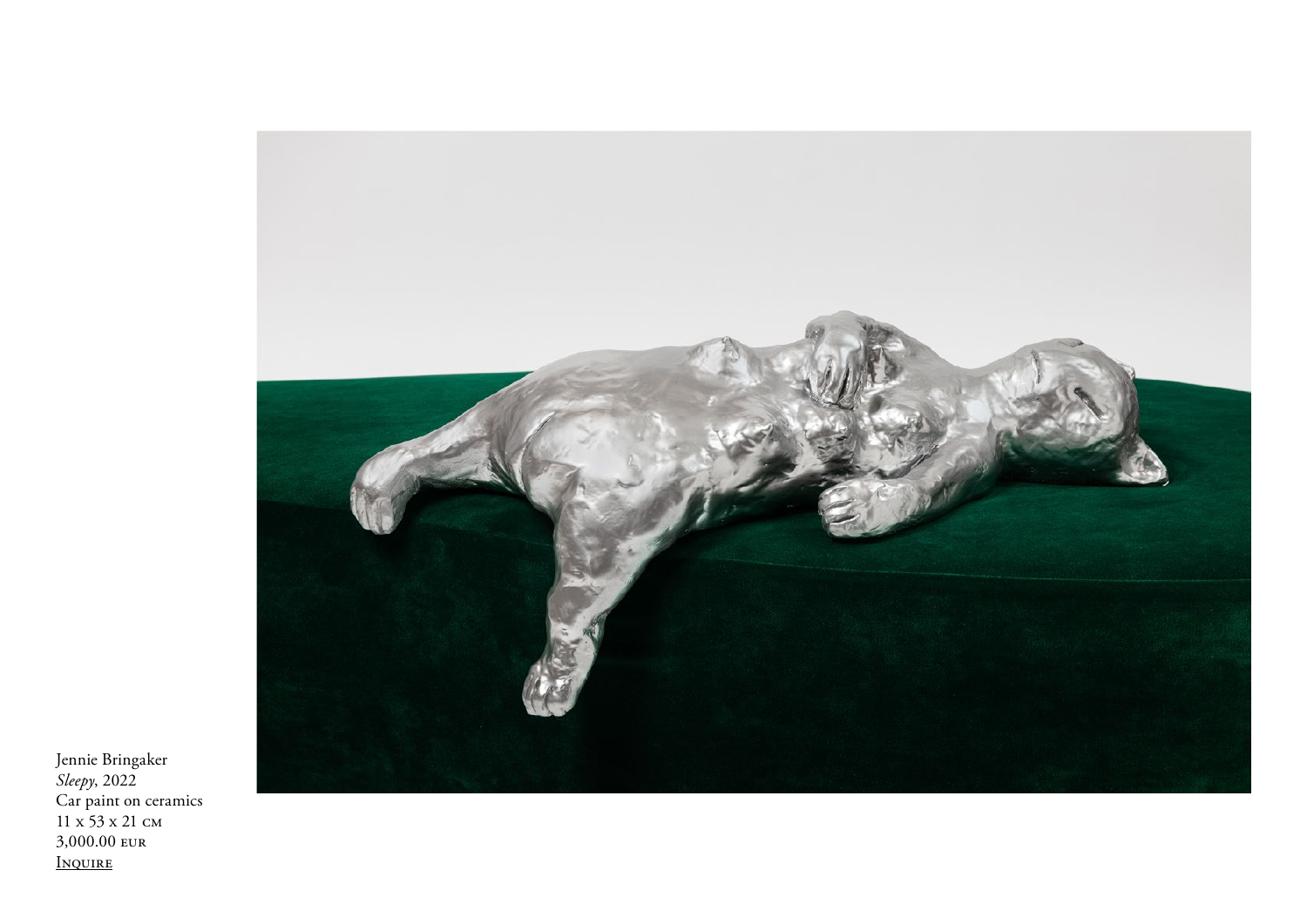Jennie Bringaker
*Sleepy*, 2022
Car paint on ceramics
11 x 53 x 21 cm
3,000.00 EUR
Inquire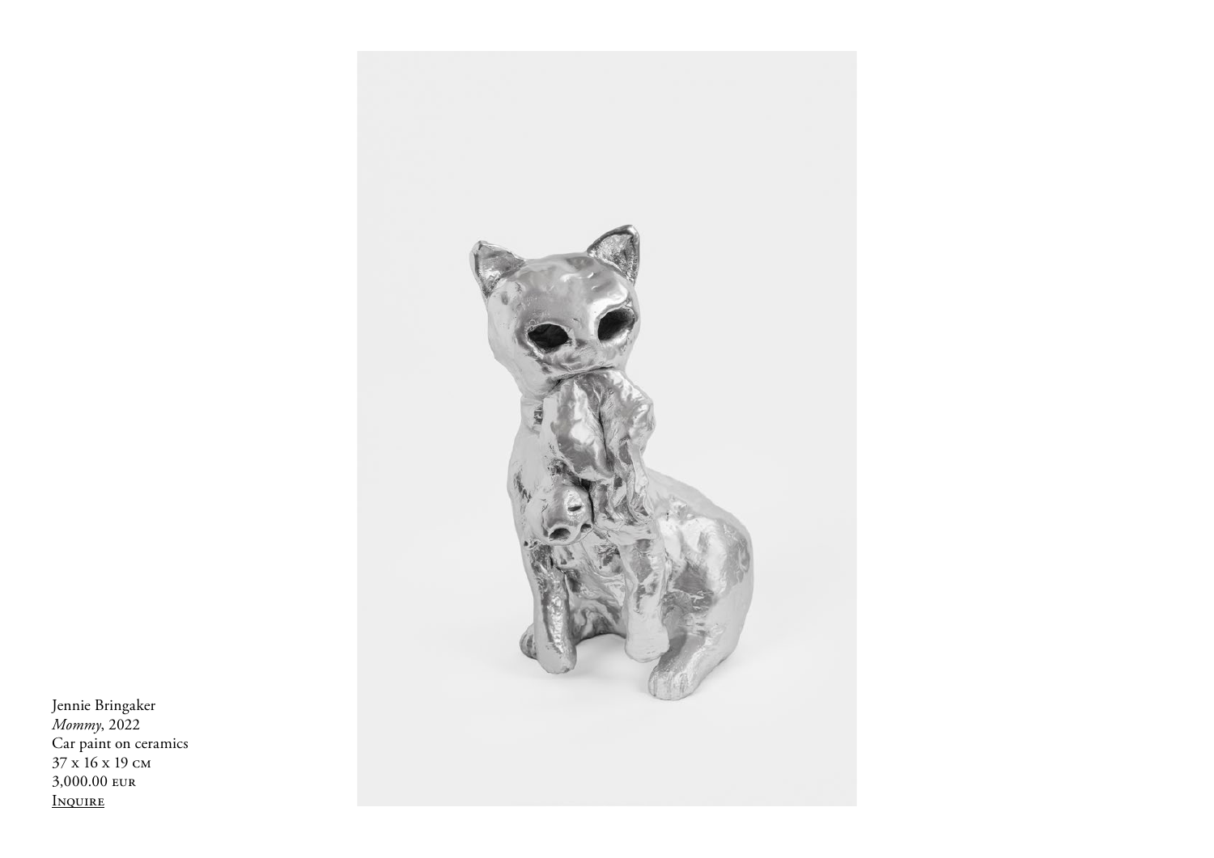Jennie Bringaker
*Mommy*, 2022
Car paint on ceramics
37 x 16 x 19 cm
3,000.00 EUR
Inquire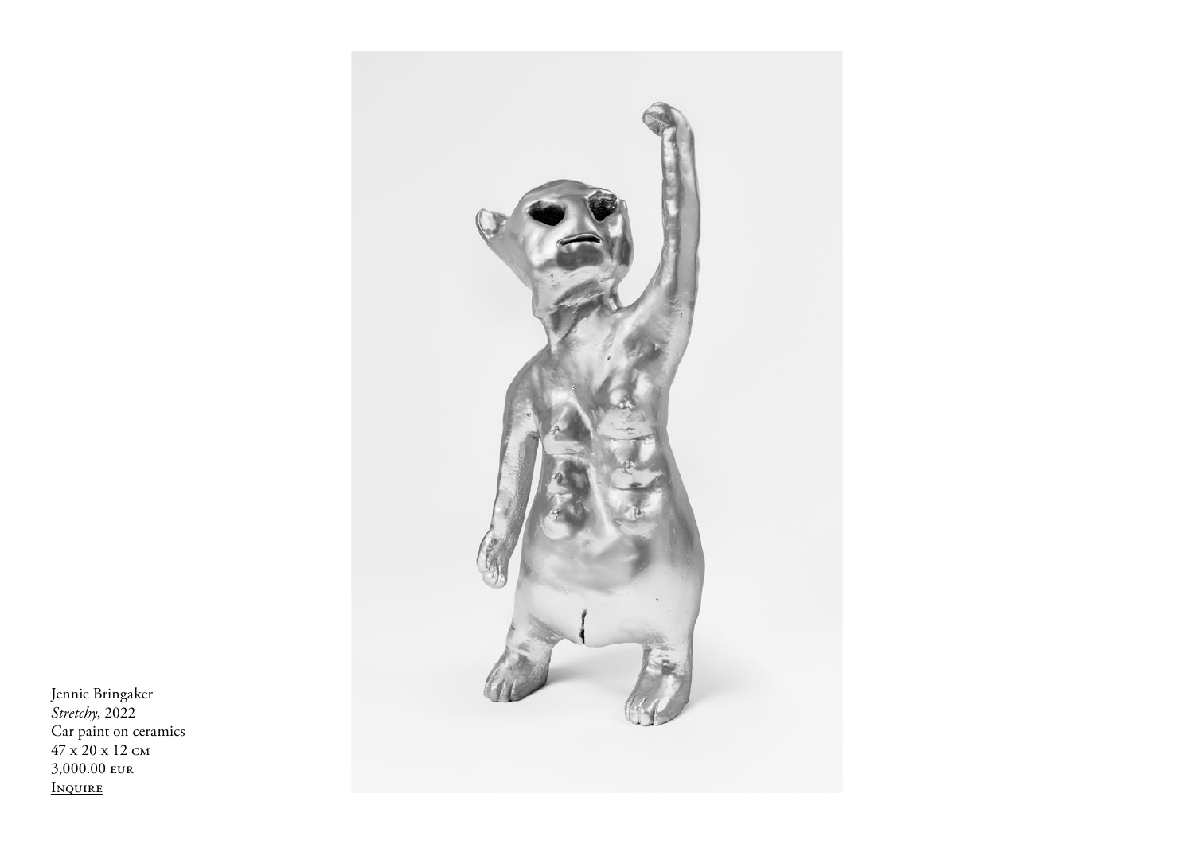Jennie Bringaker
*Stretchy*, 2022
Car paint on ceramics
47 x 20 x 12 cm
3,000.00 EUR
Inquire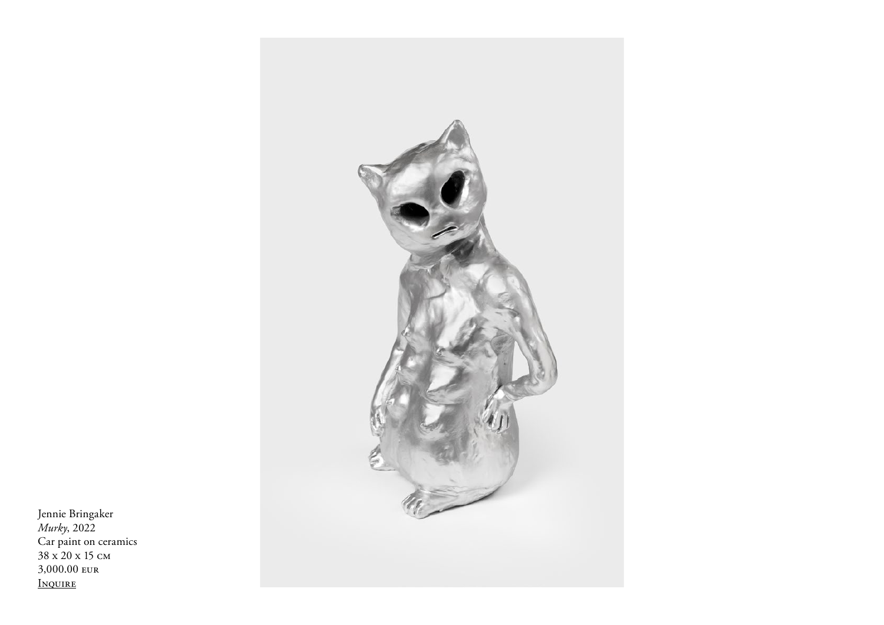Jennie Bringaker
*Murky*, 2022
Car paint on ceramics
38 x 20 x 15 cm
3,000.00 EUR
Inquire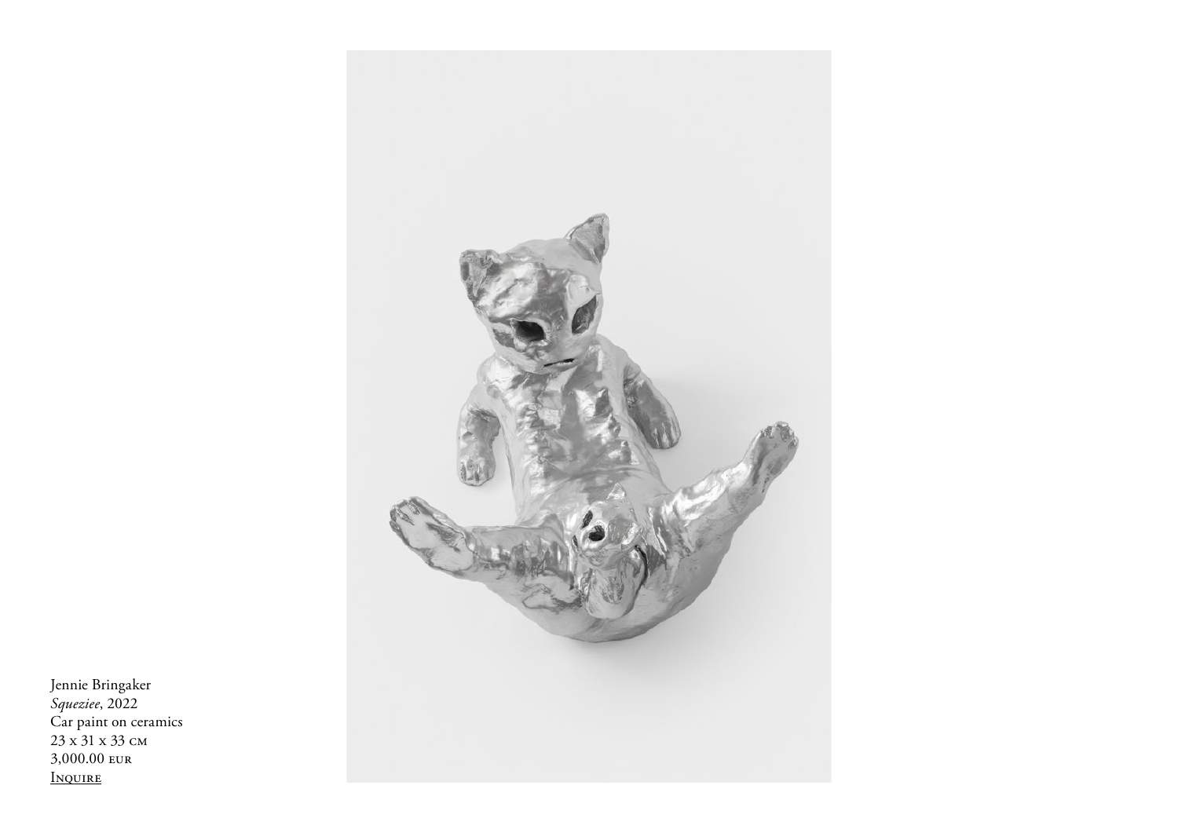Jennie Bringaker
*Squeziee*, 2022
Car paint on ceramics
23 x 31 x 33 cm
3,000.00 EUR
Inquire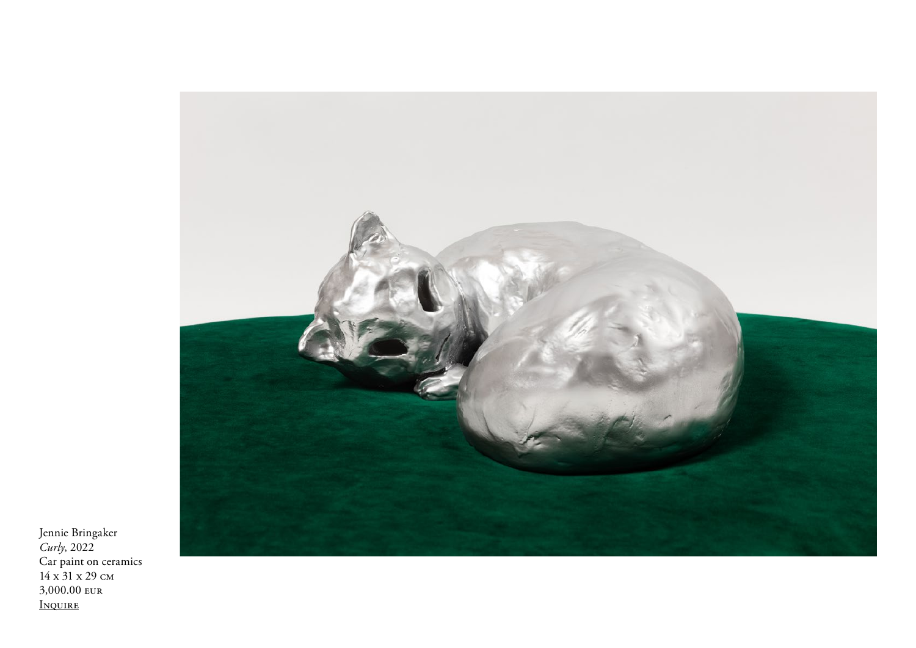Jennie Bringaker
*Curly*, 2022
Car paint on ceramics
14 x 31 x 29 cm
3,000.00 EUR
Inquire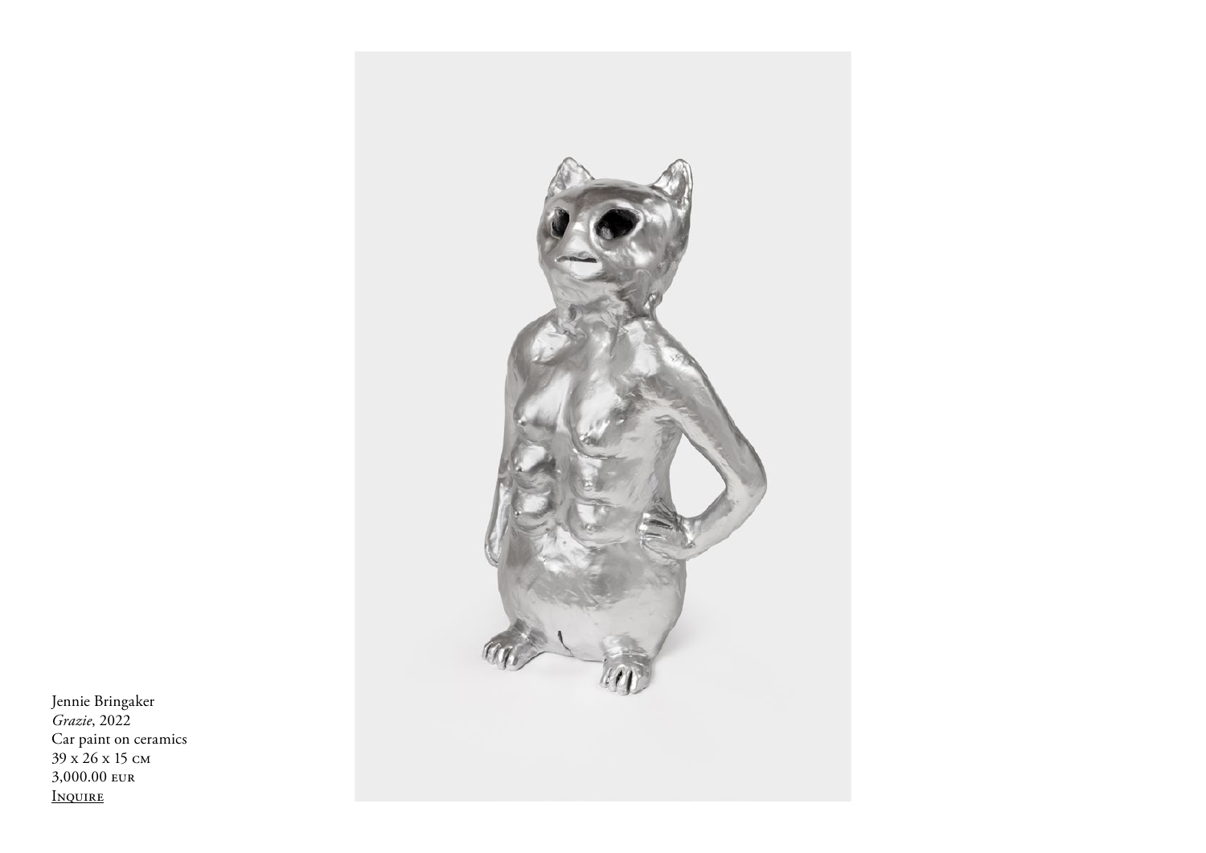Jennie Bringaker
*Grazie*, 2022
Car paint on ceramics
39 x 26 x 15 cm
3,000.00 EUR
Inquire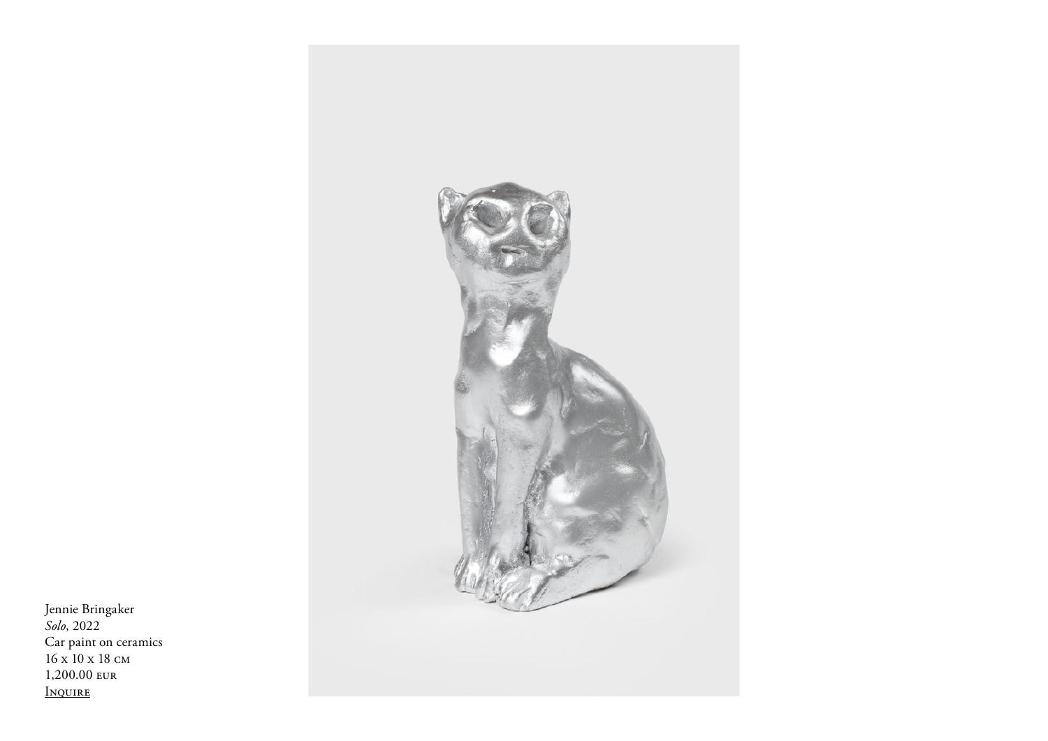Jennie Bringaker
*Solo*, 2022
Car paint on ceramics
16 x 10 x 18 cm
1,200.00 EUR
Inquire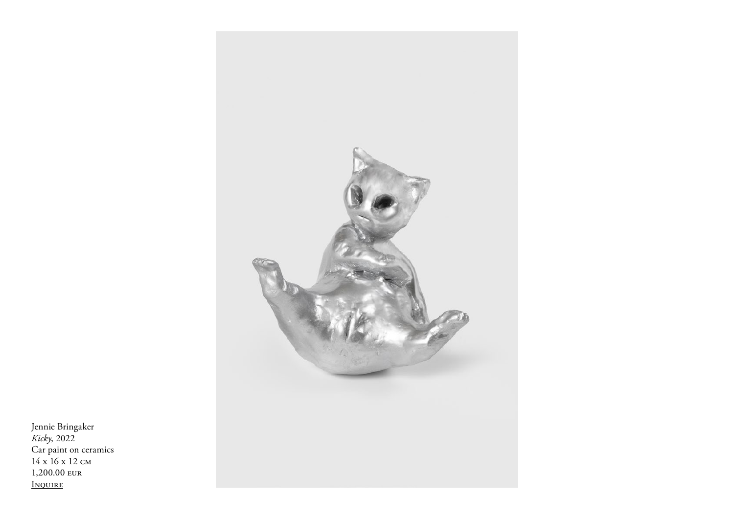Jennie Bringaker
*Kicky*, 2022
Car paint on ceramics
14 x 16 x 12 cm
1,200.00 EUR
Inquire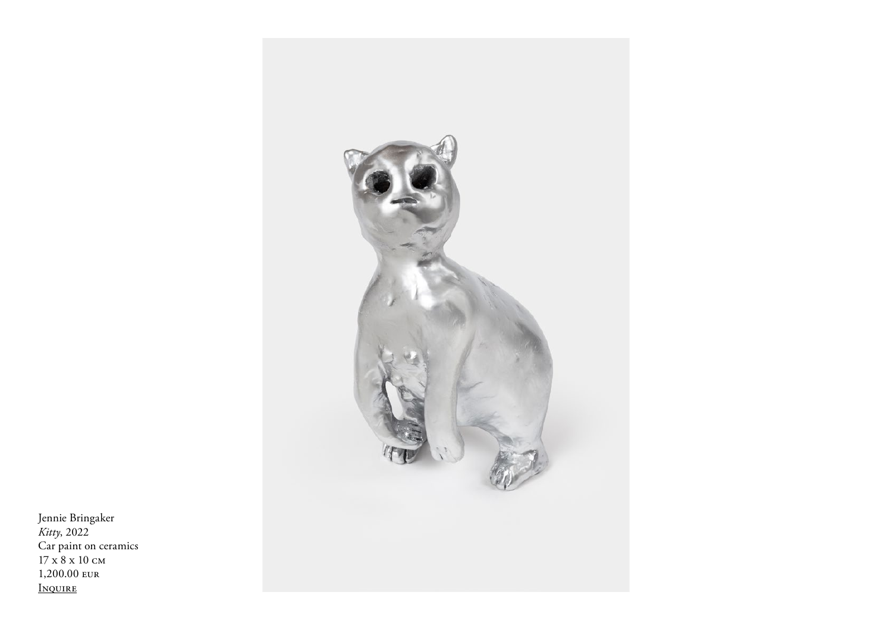Jennie Bringaker
*Kitty*, 2022
Car paint on ceramics
17 x 8 x 10 CM
1,200.00 EUR
Inquire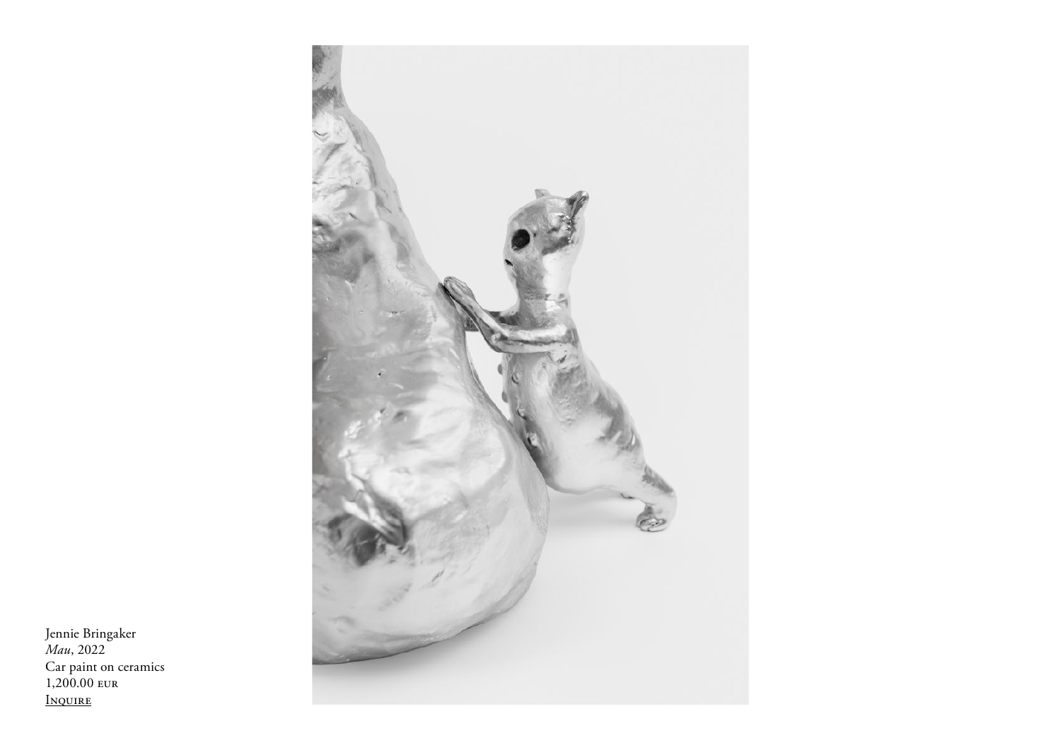Jennie Bringaker
*Mau*, 2022
Car paint on ceramics
1,200.00 EUR
Inquire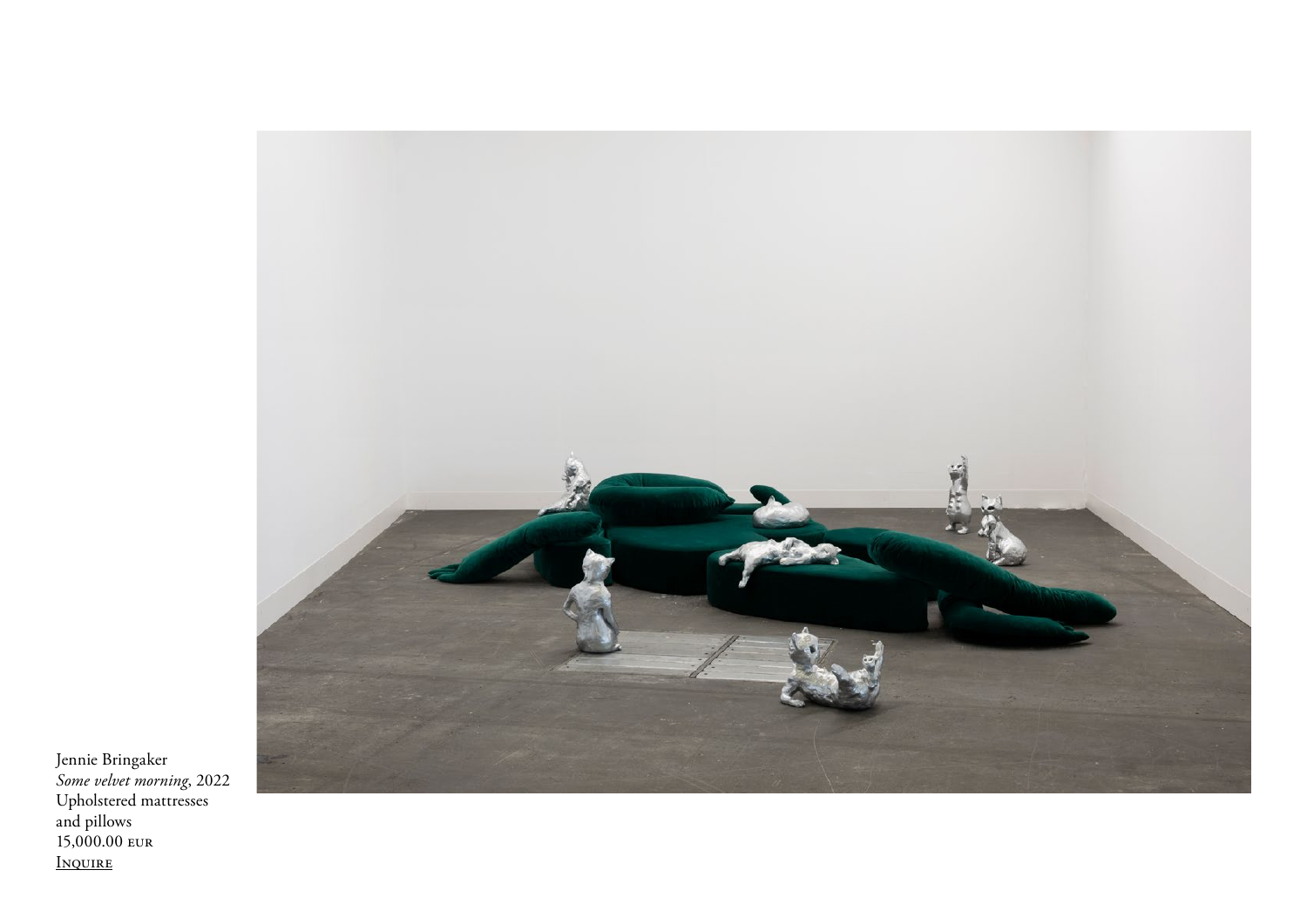Jennie Bringaker  
*Some velvet morning*, 2022  
Upholstered mattresses and pillows  
15,000.00 EUR  
Inquire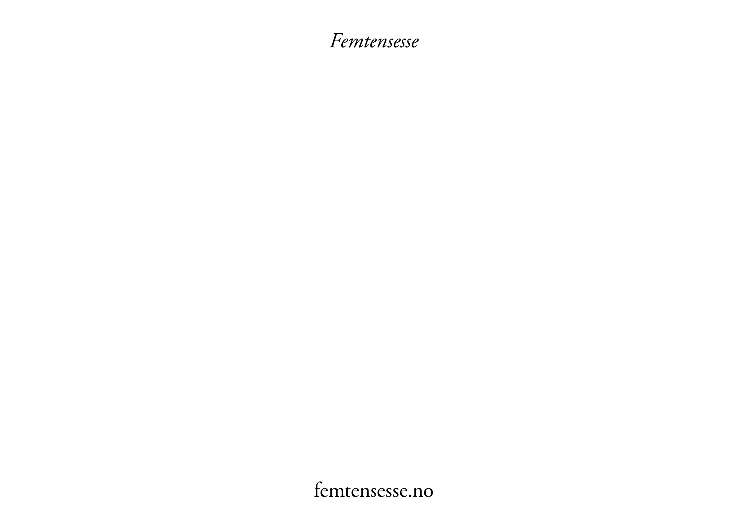*Femtensesse*

femtensesse.no